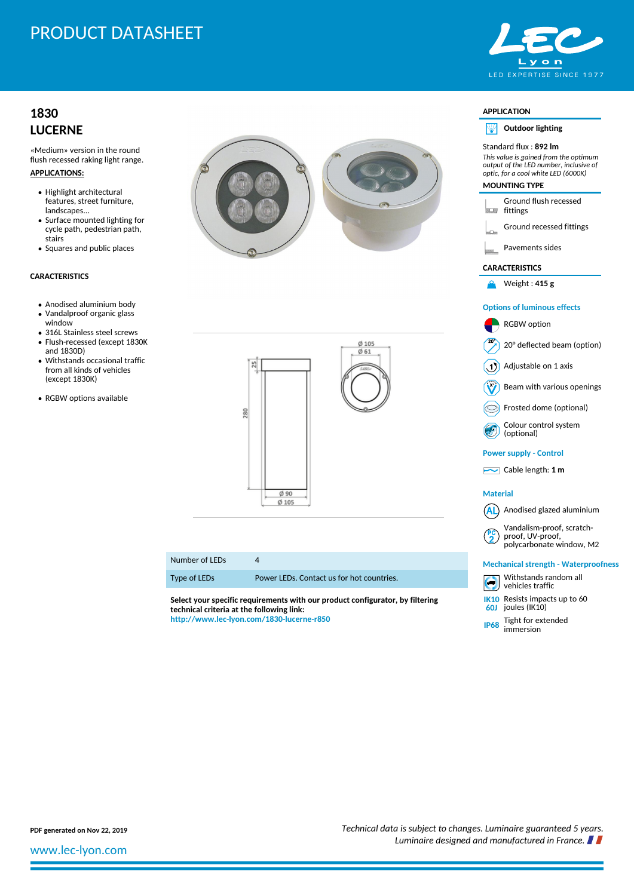# PRODUCT DATASHEET

## 1830
## LUCERNE

«Medium» version in the round flush recessed raking light range.

**APPLICATIONS:**

- Highlight architectural features, street furniture, landscapes...
- Surface mounted lighting for cycle path, pedestrian path, stairs
- Squares and public places

**CARACTERISTICS**

- Anodised aluminium body
- Vandalproof organic glass window
- 316L Stainless steel screws
- Flush-recessed (except 1830K and 1830D)
- Withstands occasional traffic from all kinds of vehicles (except 1830K)
- RGBW options available

| Number of LEDs | 4 |
|---|---|
| Type of LEDs | Power LEDs. Contact us for hot countries. |

**Select your specific requirements with our product configurator, by filtering technical criteria at the following link:**
**http://www.lec-lyon.com/1830-lucerne-r850**

**APPLICATION**

**Outdoor lighting**

Standard flux : **892 lm**

*This value is gained from the optimum output of the LED number, inclusive of optic, for a cool white LED (6000K)*

**MOUNTING TYPE**

- Ground flush recessed fittings
- Ground recessed fittings
- Pavements sides

**CARACTERISTICS**

- Weight : **415 g**

**Options of luminous effects**

- RGBW option
- 20° deflected beam (option)
- Adjustable on 1 axis
- Beam with various openings
- Frosted dome (optional)
- Colour control system (optional)

**Power supply - Control**

- Cable length: **1 m**

**Material**

- Anodised glazed aluminium
- Vandalism-proof, scratch-proof, UV-proof, polycarbonate window, M2

**Mechanical strength - Waterproofness**

- Withstands random all vehicles traffic
- IK10 60J: Resists impacts up to 60 joules (IK10)
- IP68: Tight for extended immersion

**PDF generated on Nov 22, 2019**

*Technical data is subject to changes. Luminaire guaranteed 5 years. Luminaire designed and manufactured in France.*

www.lec-lyon.com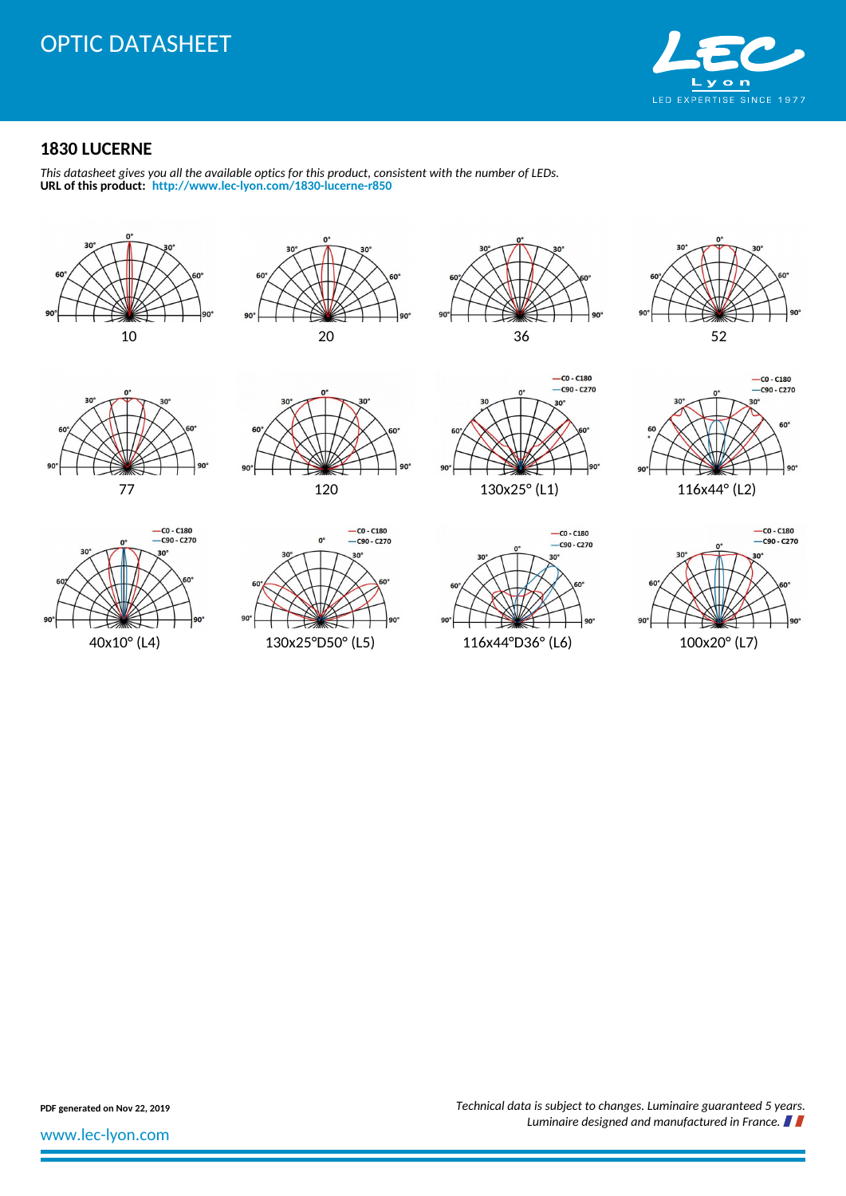# OPTIC DATASHEET

## 1830 LUCERNE

*This datasheet gives you all the available optics for this product, consistent with the number of LEDs.*
**URL of this product:** http://www.lec-lyon.com/1830-lucerne-r850

10

20

36

52

77

120

130x25° (L1)

116x44° (L2)

40x10° (L4)

130x25°D50° (L5)

116x44°D36° (L6)

100x20° (L7)

**PDF generated on Nov 22, 2019**

*Technical data is subject to changes. Luminaire guaranteed 5 years.*
*Luminaire designed and manufactured in France.*

www.lec-lyon.com